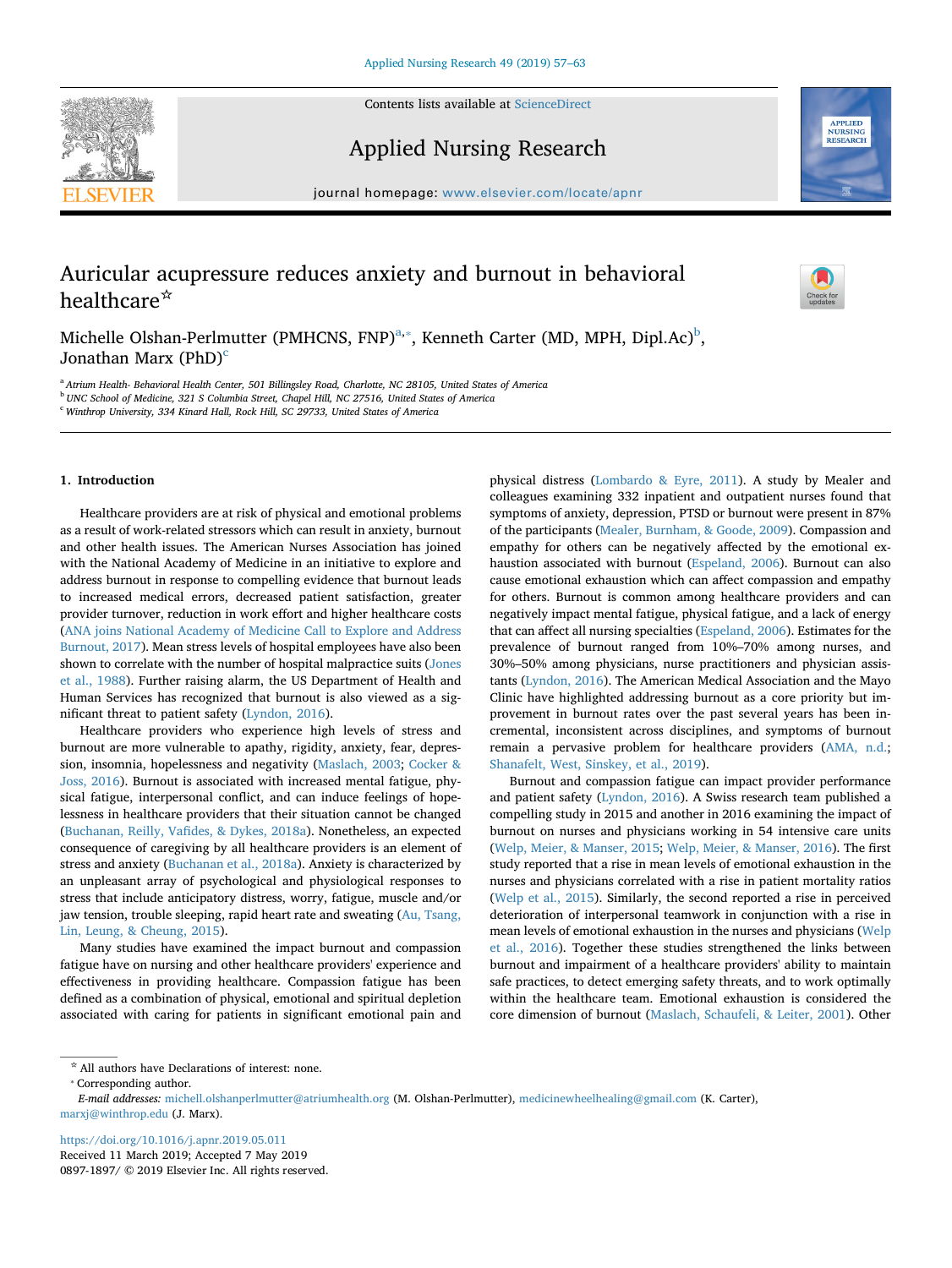# Auricular acupressure reduces anxiety and burnout in behavioral healthcare[☆]

Michelle Olshan-Perlmutter (PMHCNS, FNP)[a,*], Kenneth Carter (MD, MPH, Dipl.Ac)[b], Jonathan Marx (PhD)[c]

[a] Atrium Health- Behavioral Health Center, 501 Billingsley Road, Charlotte, NC 28105, United States of America
[b] UNC School of Medicine, 321 S Columbia Street, Chapel Hill, NC 27516, United States of America
[c] Winthrop University, 334 Kinard Hall, Rock Hill, SC 29733, United States of America

## 1. Introduction

Healthcare providers are at risk of physical and emotional problems as a result of work-related stressors which can result in anxiety, burnout and other health issues. The American Nurses Association has joined with the National Academy of Medicine in an initiative to explore and address burnout in response to compelling evidence that burnout leads to increased medical errors, decreased patient satisfaction, greater provider turnover, reduction in work effort and higher healthcare costs (ANA joins National Academy of Medicine Call to Explore and Address Burnout, 2017). Mean stress levels of hospital employees have also been shown to correlate with the number of hospital malpractice suits (Jones et al., 1988). Further raising alarm, the US Department of Health and Human Services has recognized that burnout is also viewed as a significant threat to patient safety (Lyndon, 2016).

Healthcare providers who experience high levels of stress and burnout are more vulnerable to apathy, rigidity, anxiety, fear, depression, insomnia, hopelessness and negativity (Maslach, 2003; Cocker & Joss, 2016). Burnout is associated with increased mental fatigue, physical fatigue, interpersonal conflict, and can induce feelings of hopelessness in healthcare providers that their situation cannot be changed (Buchanan, Reilly, Vafides, & Dykes, 2018a). Nonetheless, an expected consequence of caregiving by all healthcare providers is an element of stress and anxiety (Buchanan et al., 2018a). Anxiety is characterized by an unpleasant array of psychological and physiological responses to stress that include anticipatory distress, worry, fatigue, muscle and/or jaw tension, trouble sleeping, rapid heart rate and sweating (Au, Tsang, Lin, Leung, & Cheung, 2015).

Many studies have examined the impact burnout and compassion fatigue have on nursing and other healthcare providers' experience and effectiveness in providing healthcare. Compassion fatigue has been defined as a combination of physical, emotional and spiritual depletion associated with caring for patients in significant emotional pain and physical distress (Lombardo & Eyre, 2011). A study by Mealer and colleagues examining 332 inpatient and outpatient nurses found that symptoms of anxiety, depression, PTSD or burnout were present in 87% of the participants (Mealer, Burnham, & Goode, 2009). Compassion and empathy for others can be negatively affected by the emotional exhaustion associated with burnout (Espeland, 2006). Burnout can also cause emotional exhaustion which can affect compassion and empathy for others. Burnout is common among healthcare providers and can negatively impact mental fatigue, physical fatigue, and a lack of energy that can affect all nursing specialties (Espeland, 2006). Estimates for the prevalence of burnout ranged from 10%–70% among nurses, and 30%–50% among physicians, nurse practitioners and physician assistants (Lyndon, 2016). The American Medical Association and the Mayo Clinic have highlighted addressing burnout as a core priority but improvement in burnout rates over the past several years has been incremental, inconsistent across disciplines, and symptoms of burnout remain a pervasive problem for healthcare providers (AMA, n.d.; Shanafelt, West, Sinskey, et al., 2019).

Burnout and compassion fatigue can impact provider performance and patient safety (Lyndon, 2016). A Swiss research team published a compelling study in 2015 and another in 2016 examining the impact of burnout on nurses and physicians working in 54 intensive care units (Welp, Meier, & Manser, 2015; Welp, Meier, & Manser, 2016). The first study reported that a rise in mean levels of emotional exhaustion in the nurses and physicians correlated with a rise in patient mortality ratios (Welp et al., 2015). Similarly, the second reported a rise in perceived deterioration of interpersonal teamwork in conjunction with a rise in mean levels of emotional exhaustion in the nurses and physicians (Welp et al., 2016). Together these studies strengthened the links between burnout and impairment of a healthcare providers' ability to maintain safe practices, to detect emerging safety threats, and to work optimally within the healthcare team. Emotional exhaustion is considered the core dimension of burnout (Maslach, Schaufeli, & Leiter, 2001). Other

---

☆ All authors have Declarations of interest: none.
* Corresponding author.
*E-mail addresses:* michell.olshanperlmutter@atriumhealth.org (M. Olshan-Perlmutter), medicinewheelhealing@gmail.com (K. Carter), marxj@winthrop.edu (J. Marx).

https://doi.org/10.1016/j.apnr.2019.05.011
Received 11 March 2019; Accepted 7 May 2019
0897-1897/ © 2019 Elsevier Inc. All rights reserved.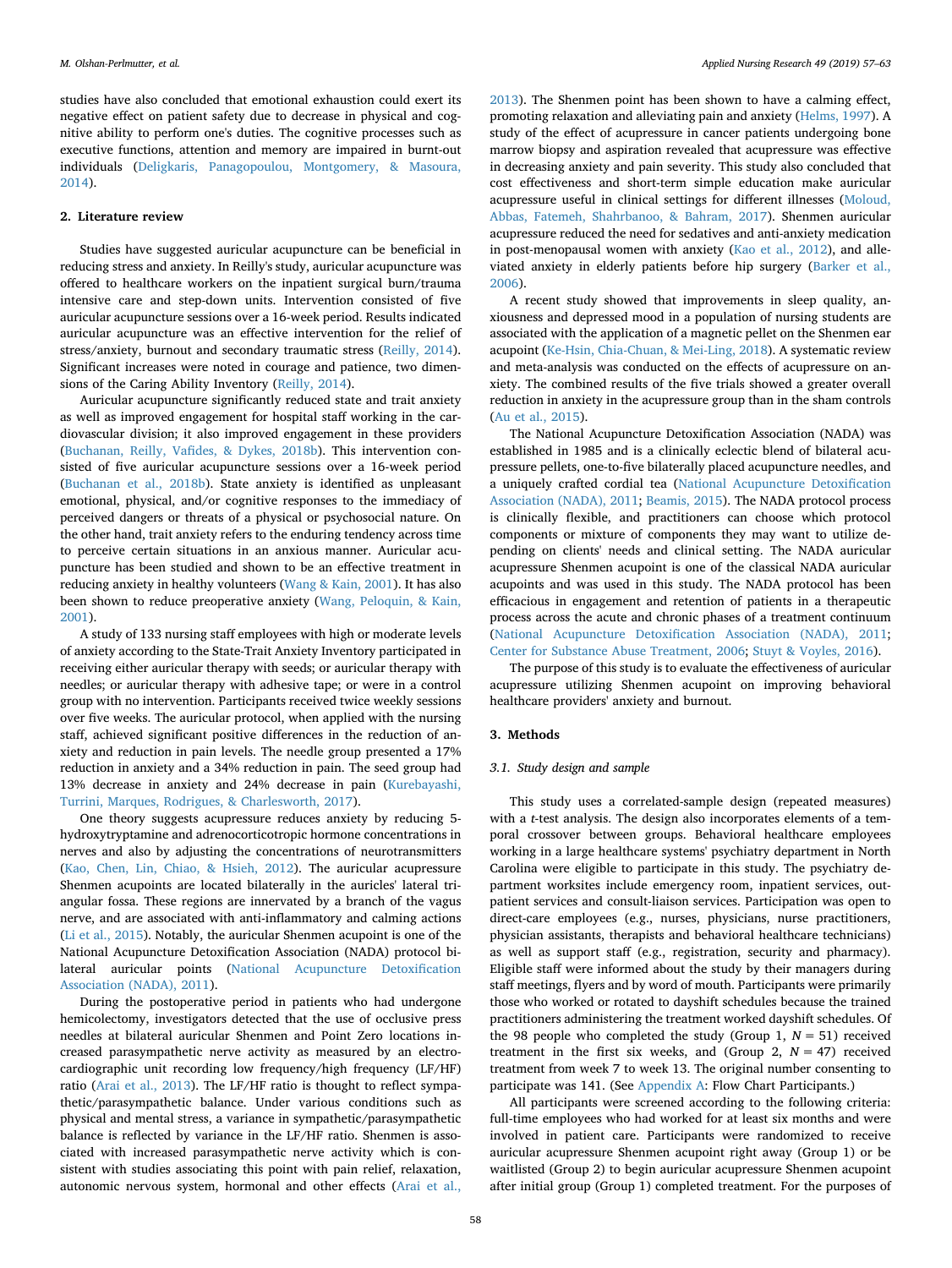studies have also concluded that emotional exhaustion could exert its negative effect on patient safety due to decrease in physical and cognitive ability to perform one's duties. The cognitive processes such as executive functions, attention and memory are impaired in burnt-out individuals (Deligkaris, Panagopoulou, Montgomery, & Masoura, 2014).

## 2. Literature review

Studies have suggested auricular acupuncture can be beneficial in reducing stress and anxiety. In Reilly's study, auricular acupuncture was offered to healthcare workers on the inpatient surgical burn/trauma intensive care and step-down units. Intervention consisted of five auricular acupuncture sessions over a 16-week period. Results indicated auricular acupuncture was an effective intervention for the relief of stress/anxiety, burnout and secondary traumatic stress (Reilly, 2014). Significant increases were noted in courage and patience, two dimensions of the Caring Ability Inventory (Reilly, 2014).

Auricular acupuncture significantly reduced state and trait anxiety as well as improved engagement for hospital staff working in the cardiovascular division; it also improved engagement in these providers (Buchanan, Reilly, Vafides, & Dykes, 2018b). This intervention consisted of five auricular acupuncture sessions over a 16-week period (Buchanan et al., 2018b). State anxiety is identified as unpleasant emotional, physical, and/or cognitive responses to the immediacy of perceived dangers or threats of a physical or psychosocial nature. On the other hand, trait anxiety refers to the enduring tendency across time to perceive certain situations in an anxious manner. Auricular acupuncture has been studied and shown to be an effective treatment in reducing anxiety in healthy volunteers (Wang & Kain, 2001). It has also been shown to reduce preoperative anxiety (Wang, Peloquin, & Kain, 2001).

A study of 133 nursing staff employees with high or moderate levels of anxiety according to the State-Trait Anxiety Inventory participated in receiving either auricular therapy with seeds; or auricular therapy with needles; or auricular therapy with adhesive tape; or were in a control group with no intervention. Participants received twice weekly sessions over five weeks. The auricular protocol, when applied with the nursing staff, achieved significant positive differences in the reduction of anxiety and reduction in pain levels. The needle group presented a 17% reduction in anxiety and a 34% reduction in pain. The seed group had 13% decrease in anxiety and 24% decrease in pain (Kurebayashi, Turrini, Marques, Rodrigues, & Charlesworth, 2017).

One theory suggests acupressure reduces anxiety by reducing 5-hydroxytryptamine and adrenocorticotropic hormone concentrations in nerves and also by adjusting the concentrations of neurotransmitters (Kao, Chen, Lin, Chiao, & Hsieh, 2012). The auricular acupressure Shenmen acupoints are located bilaterally in the auricles' lateral triangular fossa. These regions are innervated by a branch of the vagus nerve, and are associated with anti-inflammatory and calming actions (Li et al., 2015). Notably, the auricular Shenmen acupoint is one of the National Acupuncture Detoxification Association (NADA) protocol bilateral auricular points (National Acupuncture Detoxification Association (NADA), 2011).

During the postoperative period in patients who had undergone hemicolectomy, investigators detected that the use of occlusive press needles at bilateral auricular Shenmen and Point Zero locations increased parasympathetic nerve activity as measured by an electrocardiographic unit recording low frequency/high frequency (LF/HF) ratio (Arai et al., 2013). The LF/HF ratio is thought to reflect sympathetic/parasympathetic balance. Under various conditions such as physical and mental stress, a variance in sympathetic/parasympathetic balance is reflected by variance in the LF/HF ratio. Shenmen is associated with increased parasympathetic nerve activity which is consistent with studies associating this point with pain relief, relaxation, autonomic nervous system, hormonal and other effects (Arai et al., 2013). The Shenmen point has been shown to have a calming effect, promoting relaxation and alleviating pain and anxiety (Helms, 1997). A study of the effect of acupressure in cancer patients undergoing bone marrow biopsy and aspiration revealed that acupressure was effective in decreasing anxiety and pain severity. This study also concluded that cost effectiveness and short-term simple education make auricular acupressure useful in clinical settings for different illnesses (Moloud, Abbas, Fatemeh, Shahrbanoo, & Bahram, 2017). Shenmen auricular acupressure reduced the need for sedatives and anti-anxiety medication in post-menopausal women with anxiety (Kao et al., 2012), and alleviated anxiety in elderly patients before hip surgery (Barker et al., 2006).

A recent study showed that improvements in sleep quality, anxiousness and depressed mood in a population of nursing students are associated with the application of a magnetic pellet on the Shenmen ear acupoint (Ke-Hsin, Chia-Chuan, & Mei-Ling, 2018). A systematic review and meta-analysis was conducted on the effects of acupressure on anxiety. The combined results of the five trials showed a greater overall reduction in anxiety in the acupressure group than in the sham controls (Au et al., 2015).

The National Acupuncture Detoxification Association (NADA) was established in 1985 and is a clinically eclectic blend of bilateral acupressure pellets, one-to-five bilaterally placed acupuncture needles, and a uniquely crafted cordial tea (National Acupuncture Detoxification Association (NADA), 2011; Beamis, 2015). The NADA protocol process is clinically flexible, and practitioners can choose which protocol components or mixture of components they may want to utilize depending on clients' needs and clinical setting. The NADA auricular acupressure Shenmen acupoint is one of the classical NADA auricular acupoints and was used in this study. The NADA protocol has been efficacious in engagement and retention of patients in a therapeutic process across the acute and chronic phases of a treatment continuum (National Acupuncture Detoxification Association (NADA), 2011; Center for Substance Abuse Treatment, 2006; Stuyt & Voyles, 2016).

The purpose of this study is to evaluate the effectiveness of auricular acupressure utilizing Shenmen acupoint on improving behavioral healthcare providers' anxiety and burnout.

## 3. Methods

### 3.1. Study design and sample

This study uses a correlated-sample design (repeated measures) with a *t*-test analysis. The design also incorporates elements of a temporal crossover between groups. Behavioral healthcare employees working in a large healthcare systems' psychiatry department in North Carolina were eligible to participate in this study. The psychiatry department worksites include emergency room, inpatient services, outpatient services and consult-liaison services. Participation was open to direct-care employees (e.g., nurses, physicians, nurse practitioners, physician assistants, therapists and behavioral healthcare technicians) as well as support staff (e.g., registration, security and pharmacy). Eligible staff were informed about the study by their managers during staff meetings, flyers and by word of mouth. Participants were primarily those who worked or rotated to dayshift schedules because the trained practitioners administering the treatment worked dayshift schedules. Of the 98 people who completed the study (Group 1, $N = 51$) received treatment in the first six weeks, and (Group 2, $N = 47$) received treatment from week 7 to week 13. The original number consenting to participate was 141. (See Appendix A: Flow Chart Participants.)

All participants were screened according to the following criteria: full-time employees who had worked for at least six months and were involved in patient care. Participants were randomized to receive auricular acupressure Shenmen acupoint right away (Group 1) or be waitlisted (Group 2) to begin auricular acupressure Shenmen acupoint after initial group (Group 1) completed treatment. For the purposes of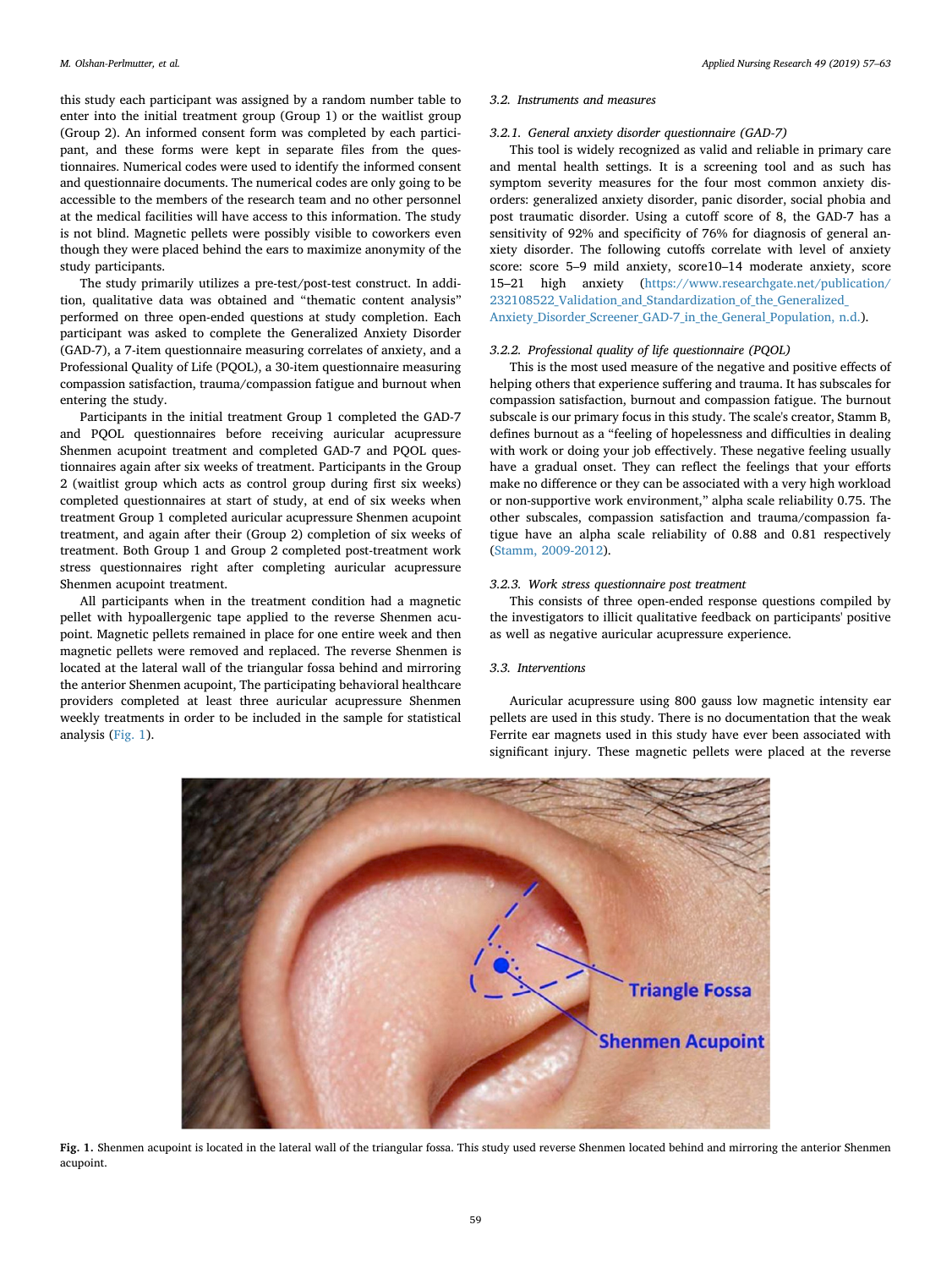this study each participant was assigned by a random number table to enter into the initial treatment group (Group 1) or the waitlist group (Group 2). An informed consent form was completed by each participant, and these forms were kept in separate files from the questionnaires. Numerical codes were used to identify the informed consent and questionnaire documents. The numerical codes are only going to be accessible to the members of the research team and no other personnel at the medical facilities will have access to this information. The study is not blind. Magnetic pellets were possibly visible to coworkers even though they were placed behind the ears to maximize anonymity of the study participants.

The study primarily utilizes a pre-test/post-test construct. In addition, qualitative data was obtained and "thematic content analysis" performed on three open-ended questions at study completion. Each participant was asked to complete the Generalized Anxiety Disorder (GAD-7), a 7-item questionnaire measuring correlates of anxiety, and a Professional Quality of Life (PQOL), a 30-item questionnaire measuring compassion satisfaction, trauma/compassion fatigue and burnout when entering the study.

Participants in the initial treatment Group 1 completed the GAD-7 and PQOL questionnaires before receiving auricular acupressure Shenmen acupoint treatment and completed GAD-7 and PQOL questionnaires again after six weeks of treatment. Participants in the Group 2 (waitlist group which acts as control group during first six weeks) completed questionnaires at start of study, at end of six weeks when treatment Group 1 completed auricular acupressure Shenmen acupoint treatment, and again after their (Group 2) completion of six weeks of treatment. Both Group 1 and Group 2 completed post-treatment work stress questionnaires right after completing auricular acupressure Shenmen acupoint treatment.

All participants when in the treatment condition had a magnetic pellet with hypoallergenic tape applied to the reverse Shenmen acupoint. Magnetic pellets remained in place for one entire week and then magnetic pellets were removed and replaced. The reverse Shenmen is located at the lateral wall of the triangular fossa behind and mirroring the anterior Shenmen acupoint, The participating behavioral healthcare providers completed at least three auricular acupressure Shenmen weekly treatments in order to be included in the sample for statistical analysis (Fig. 1).

### 3.2. Instruments and measures

#### 3.2.1. General anxiety disorder questionnaire (GAD-7)

This tool is widely recognized as valid and reliable in primary care and mental health settings. It is a screening tool and as such has symptom severity measures for the four most common anxiety disorders: generalized anxiety disorder, panic disorder, social phobia and post traumatic disorder. Using a cutoff score of 8, the GAD-7 has a sensitivity of 92% and specificity of 76% for diagnosis of general anxiety disorder. The following cutoffs correlate with level of anxiety score: score 5–9 mild anxiety, score10–14 moderate anxiety, score 15–21 high anxiety (https://www.researchgate.net/publication/232108522_Validation_and_Standardization_of_the_Generalized_Anxiety_Disorder_Screener_GAD-7_in_the_General_Population, n.d.).

#### 3.2.2. Professional quality of life questionnaire (PQOL)

This is the most used measure of the negative and positive effects of helping others that experience suffering and trauma. It has subscales for compassion satisfaction, burnout and compassion fatigue. The burnout subscale is our primary focus in this study. The scale's creator, Stamm B, defines burnout as a "feeling of hopelessness and difficulties in dealing with work or doing your job effectively. These negative feeling usually have a gradual onset. They can reflect the feelings that your efforts make no difference or they can be associated with a very high workload or non-supportive work environment," alpha scale reliability 0.75. The other subscales, compassion satisfaction and trauma/compassion fatigue have an alpha scale reliability of 0.88 and 0.81 respectively (Stamm, 2009-2012).

#### 3.2.3. Work stress questionnaire post treatment

This consists of three open-ended response questions compiled by the investigators to illicit qualitative feedback on participants' positive as well as negative auricular acupressure experience.

### 3.3. Interventions

Auricular acupressure using 800 gauss low magnetic intensity ear pellets are used in this study. There is no documentation that the weak Ferrite ear magnets used in this study have ever been associated with significant injury. These magnetic pellets were placed at the reverse

**Fig. 1.** Shenmen acupoint is located in the lateral wall of the triangular fossa. This study used reverse Shenmen located behind and mirroring the anterior Shenmen acupoint.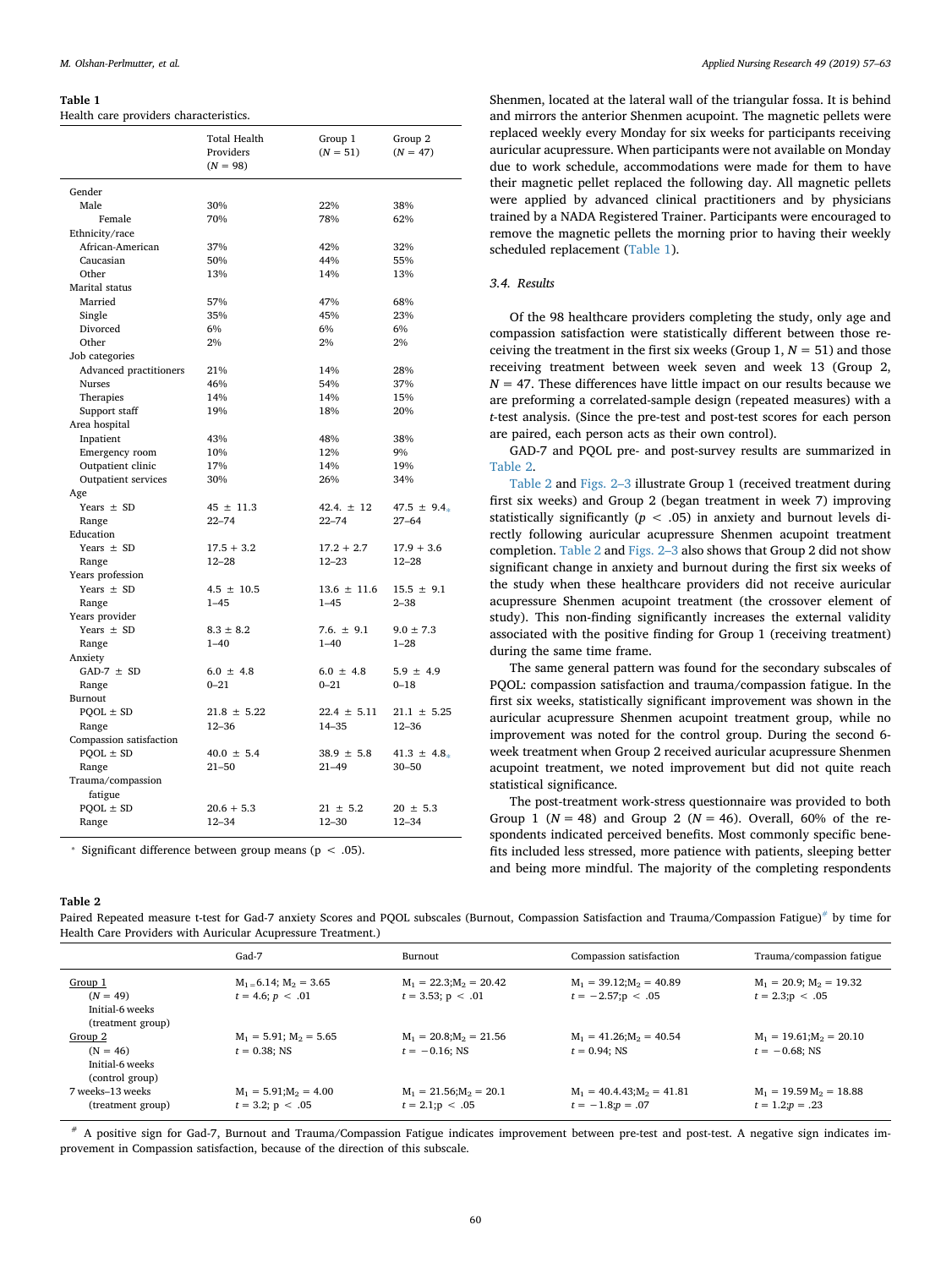**Table 1**
Health care providers characteristics.

| | Total Health Providers (N = 98) | Group 1 (N = 51) | Group 2 (N = 47) |
|---|---|---|---|
| Gender | | | |
| Male | 30% | 22% | 38% |
| Female | 70% | 78% | 62% |
| Ethnicity/race | | | |
| African-American | 37% | 42% | 32% |
| Caucasian | 50% | 44% | 55% |
| Other | 13% | 14% | 13% |
| Marital status | | | |
| Married | 57% | 47% | 68% |
| Single | 35% | 45% | 23% |
| Divorced | 6% | 6% | 6% |
| Other | 2% | 2% | 2% |
| Job categories | | | |
| Advanced practitioners | 21% | 14% | 28% |
| Nurses | 46% | 54% | 37% |
| Therapies | 14% | 14% | 15% |
| Support staff | 19% | 18% | 20% |
| Area hospital | | | |
| Inpatient | 43% | 48% | 38% |
| Emergency room | 10% | 12% | 9% |
| Outpatient clinic | 17% | 14% | 19% |
| Outpatient services | 30% | 26% | 34% |
| Age | | | |
| Years ± SD | 45 ± 11.3 | 42.4. ± 12 | 47.5 ± 9.4* |
| Range | 22–74 | 22–74 | 27–64 |
| Education | | | |
| Years ± SD | 17.5 + 3.2 | 17.2 + 2.7 | 17.9 + 3.6 |
| Range | 12–28 | 12–23 | 12–28 |
| Years profession | | | |
| Years ± SD | 4.5 ± 10.5 | 13.6 ± 11.6 | 15.5 ± 9.1 |
| Range | 1–45 | 1–45 | 2–38 |
| Years provider | | | |
| Years ± SD | 8.3 ± 8.2 | 7.6. ± 9.1 | 9.0 ± 7.3 |
| Range | 1–40 | 1–40 | 1–28 |
| Anxiety | | | |
| GAD-7 ± SD | 6.0 ± 4.8 | 6.0 ± 4.8 | 5.9 ± 4.9 |
| Range | 0–21 | 0–21 | 0–18 |
| Burnout | | | |
| PQOL ± SD | 21.8 ± 5.22 | 22.4 ± 5.11 | 21.1 ± 5.25 |
| Range | 12–36 | 14–35 | 12–36 |
| Compassion satisfaction | | | |
| PQOL ± SD | 40.0 ± 5.4 | 38.9 ± 5.8 | 41.3 ± 4.8* |
| Range | 21–50 | 21–49 | 30–50 |
| Trauma/compassion fatigue | | | |
| PQOL ± SD | 20.6 + 5.3 | 21 ± 5.2 | 20 ± 5.3 |
| Range | 12–34 | 12–30 | 12–34 |

\* Significant difference between group means ($p < .05$).

Shenmen, located at the lateral wall of the triangular fossa. It is behind and mirrors the anterior Shenmen acupoint. The magnetic pellets were replaced weekly every Monday for six weeks for participants receiving auricular acupressure. When participants were not available on Monday due to work schedule, accommodations were made for them to have their magnetic pellet replaced the following day. All magnetic pellets were applied by advanced clinical practitioners and by physicians trained by a NADA Registered Trainer. Participants were encouraged to remove the magnetic pellets the morning prior to having their weekly scheduled replacement (Table 1).

### 3.4. Results

Of the 98 healthcare providers completing the study, only age and compassion satisfaction were statistically different between those receiving the treatment in the first six weeks (Group 1, $N = 51$) and those receiving treatment between week seven and week 13 (Group 2, $N = 47$. These differences have little impact on our results because we are preforming a correlated-sample design (repeated measures) with a *t*-test analysis. (Since the pre-test and post-test scores for each person are paired, each person acts as their own control).

GAD-7 and PQOL pre- and post-survey results are summarized in Table 2.

Table 2 and Figs. 2–3 illustrate Group 1 (received treatment during first six weeks) and Group 2 (began treatment in week 7) improving statistically significantly ($p < .05$) in anxiety and burnout levels directly following auricular acupressure Shenmen acupoint treatment completion. Table 2 and Figs. 2–3 also shows that Group 2 did not show significant change in anxiety and burnout during the first six weeks of the study when these healthcare providers did not receive auricular acupressure Shenmen acupoint treatment (the crossover element of study). This non-finding significantly increases the external validity associated with the positive finding for Group 1 (receiving treatment) during the same time frame.

The same general pattern was found for the secondary subscales of PQOL: compassion satisfaction and trauma/compassion fatigue. In the first six weeks, statistically significant improvement was shown in the auricular acupressure Shenmen acupoint treatment group, while no improvement was noted for the control group. During the second 6-week treatment when Group 2 received auricular acupressure Shenmen acupoint treatment, we noted improvement but did not quite reach statistical significance.

The post-treatment work-stress questionnaire was provided to both Group 1 ($N = 48$) and Group 2 ($N = 46$). Overall, 60% of the respondents indicated perceived benefits. Most commonly specific benefits included less stressed, more patience with patients, sleeping better and being more mindful. The majority of the completing respondents

**Table 2**
Paired Repeated measure t-test for Gad-7 anxiety Scores and PQOL subscales (Burnout, Compassion Satisfaction and Trauma/Compassion Fatigue)[#] by time for Health Care Providers with Auricular Acupressure Treatment.)

| | Gad-7 | Burnout | Compassion satisfaction | Trauma/compassion fatigue |
|---|---|---|---|---|
| Group 1 (N = 49) Initial-6 weeks (treatment group) | $M_1 = 6.14$; $M_2 = 3.65$ $t = 4.6$; $p < .01$ | $M_1 = 22.3$;$M_2 = 20.42$ $t = 3.53$; $p < .01$ | $M_1 = 39.12$;$M_2 = 40.89$ $t = -2.57$;$p < .05$ | $M_1 = 20.9$; $M_2 = 19.32$ $t = 2.3$;$p < .05$ |
| Group 2 (N = 46) Initial-6 weeks (control group) | $M_1 = 5.91$; $M_2 = 5.65$ $t = 0.38$; NS | $M_1 = 20.8$;$M_2 = 21.56$ $t = -0.16$; NS | $M_1 = 41.26$;$M_2 = 40.54$ $t = 0.94$; NS | $M_1 = 19.61$;$M_2 = 20.10$ $t = -0.68$; NS |
| 7 weeks–13 weeks (treatment group) | $M_1 = 5.91$;$M_2 = 4.00$ $t = 3.2$; $p < .05$ | $M_1 = 21.56$;$M_2 = 20.1$ $t = 2.1$;$p < .05$ | $M_1 = 40.4.43$;$M_2 = 41.81$ $t = -1.8$;$p = .07$ | $M_1 = 19.59$ $M_2 = 18.88$ $t = 1.2$;$p = .23$ |

[#] A positive sign for Gad-7, Burnout and Trauma/Compassion Fatigue indicates improvement between pre-test and post-test. A negative sign indicates improvement in Compassion satisfaction, because of the direction of this subscale.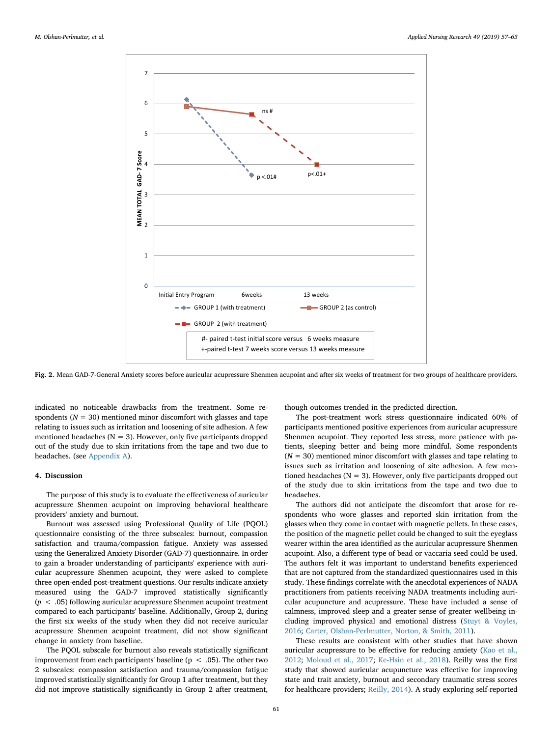Fig. 2. Mean GAD-7-General Anxiety scores before auricular acupressure Shenmen acupoint and after six weeks of treatment for two groups of healthcare providers.

indicated no noticeable drawbacks from the treatment. Some respondents ($N = 30$) mentioned minor discomfort with glasses and tape relating to issues such as irritation and loosening of site adhesion. A few mentioned headaches ($N = 3$). However, only five participants dropped out of the study due to skin irritations from the tape and two due to headaches. (see Appendix A).

## 4. Discussion

The purpose of this study is to evaluate the effectiveness of auricular acupressure Shenmen acupoint on improving behavioral healthcare providers' anxiety and burnout.

Burnout was assessed using Professional Quality of Life (PQOL) questionnaire consisting of the three subscales: burnout, compassion satisfaction and trauma/compassion fatigue. Anxiety was assessed using the Generalized Anxiety Disorder (GAD-7) questionnaire. In order to gain a broader understanding of participants' experience with auricular acupressure Shenmen acupoint, they were asked to complete three open-ended post-treatment questions. Our results indicate anxiety measured using the GAD-7 improved statistically significantly ($p < .05$) following auricular acupressure Shenmen acupoint treatment compared to each participants' baseline. Additionally, Group 2, during the first six weeks of the study when they did not receive auricular acupressure Shenmen acupoint treatment, did not show significant change in anxiety from baseline.

The PQOL subscale for burnout also reveals statistically significant improvement from each participants' baseline ($p < .05$). The other two 2 subscales: compassion satisfaction and trauma/compassion fatigue improved statistically significantly for Group 1 after treatment, but they did not improve statistically significantly in Group 2 after treatment, though outcomes trended in the predicted direction.

The post-treatment work stress questionnaire indicated 60% of participants mentioned positive experiences from auricular acupressure Shenmen acupoint. They reported less stress, more patience with patients, sleeping better and being more mindful. Some respondents ($N = 30$) mentioned minor discomfort with glasses and tape relating to issues such as irritation and loosening of site adhesion. A few mentioned headaches ($N = 3$). However, only five participants dropped out of the study due to skin irritations from the tape and two due to headaches.

The authors did not anticipate the discomfort that arose for respondents who wore glasses and reported skin irritation from the glasses when they come in contact with magnetic pellets. In these cases, the position of the magnetic pellet could be changed to suit the eyeglass wearer within the area identified as the auricular acupressure Shenmen acupoint. Also, a different type of bead or vaccaria seed could be used. The authors felt it was important to understand benefits experienced that are not captured from the standardized questionnaires used in this study. These findings correlate with the anecdotal experiences of NADA practitioners from patients receiving NADA treatments including auricular acupuncture and acupressure. These have included a sense of calmness, improved sleep and a greater sense of greater wellbeing including improved physical and emotional distress (Stuyt & Voyles, 2016; Carter, Olshan-Perlmutter, Norton, & Smith, 2011).

These results are consistent with other studies that have shown auricular acupressure to be effective for reducing anxiety (Kao et al., 2012; Moloud et al., 2017; Ke-Hsin et al., 2018). Reilly was the first study that showed auricular acupuncture was effective for improving state and trait anxiety, burnout and secondary traumatic stress scores for healthcare providers; Reilly, 2014). A study exploring self-reported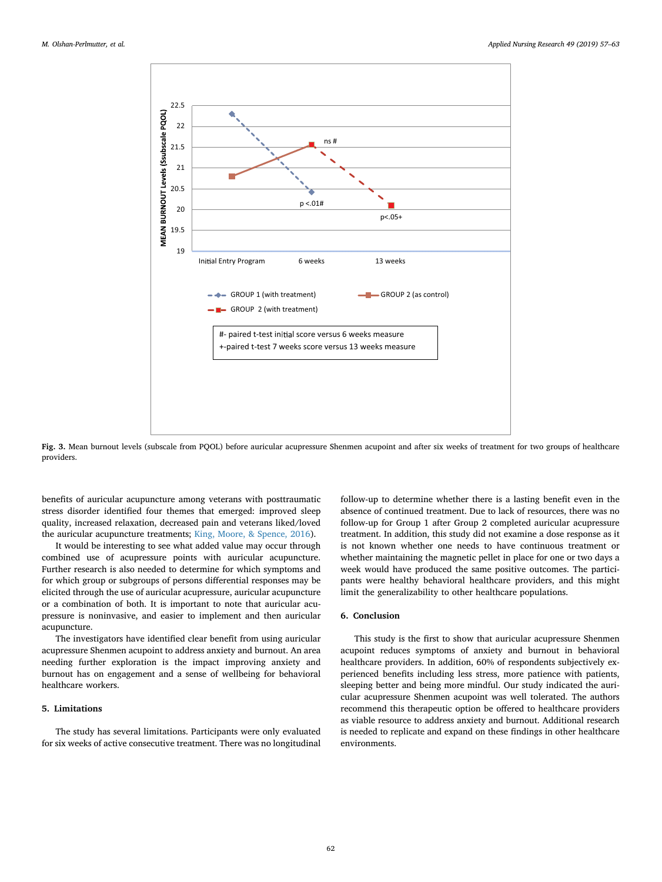Fig. 3. Mean burnout levels (subscale from PQOL) before auricular acupressure Shenmen acupoint and after six weeks of treatment for two groups of healthcare providers.

benefits of auricular acupuncture among veterans with posttraumatic stress disorder identified four themes that emerged: improved sleep quality, increased relaxation, decreased pain and veterans liked/loved the auricular acupuncture treatments; King, Moore, & Spence, 2016).

It would be interesting to see what added value may occur through combined use of acupressure points with auricular acupuncture. Further research is also needed to determine for which symptoms and for which group or subgroups of persons differential responses may be elicited through the use of auricular acupressure, auricular acupuncture or a combination of both. It is important to note that auricular acupressure is noninvasive, and easier to implement and then auricular acupuncture.

The investigators have identified clear benefit from using auricular acupressure Shenmen acupoint to address anxiety and burnout. An area needing further exploration is the impact improving anxiety and burnout has on engagement and a sense of wellbeing for behavioral healthcare workers.

## 5. Limitations

The study has several limitations. Participants were only evaluated for six weeks of active consecutive treatment. There was no longitudinal follow-up to determine whether there is a lasting benefit even in the absence of continued treatment. Due to lack of resources, there was no follow-up for Group 1 after Group 2 completed auricular acupressure treatment. In addition, this study did not examine a dose response as it is not known whether one needs to have continuous treatment or whether maintaining the magnetic pellet in place for one or two days a week would have produced the same positive outcomes. The participants were healthy behavioral healthcare providers, and this might limit the generalizability to other healthcare populations.

## 6. Conclusion

This study is the first to show that auricular acupressure Shenmen acupoint reduces symptoms of anxiety and burnout in behavioral healthcare providers. In addition, 60% of respondents subjectively experienced benefits including less stress, more patience with patients, sleeping better and being more mindful. Our study indicated the auricular acupressure Shenmen acupoint was well tolerated. The authors recommend this therapeutic option be offered to healthcare providers as viable resource to address anxiety and burnout. Additional research is needed to replicate and expand on these findings in other healthcare environments.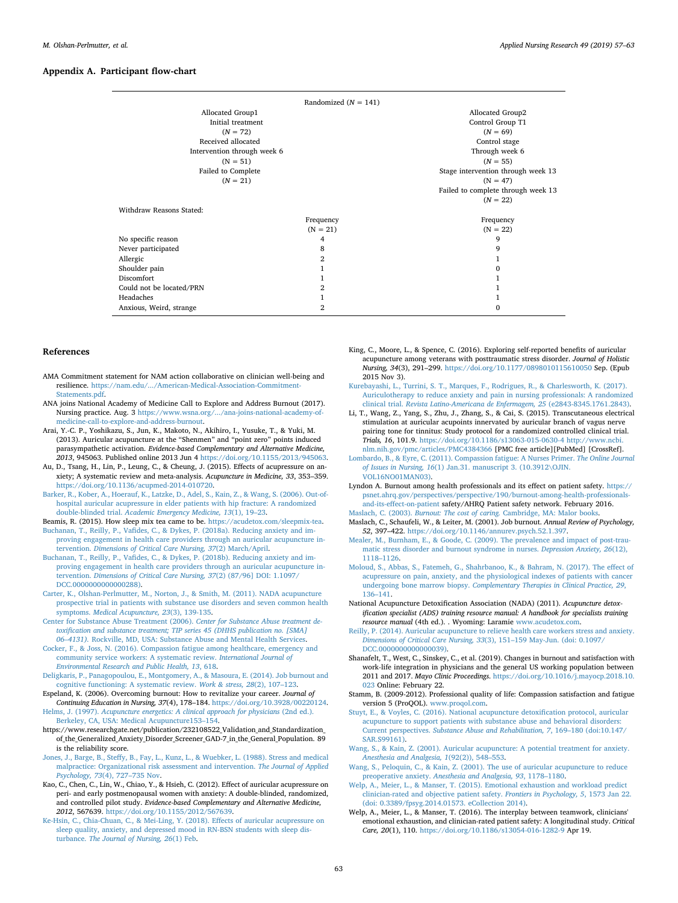## Appendix A. Participant flow-chart

| | | |
|---|---|---|
| | Randomized (N = 141) | |
| Allocated Group1 Initial treatment (N = 72) | | Allocated Group2 Control Group T1 (N = 69) |
| Received allocated Intervention through week 6 (N = 51) | | Control stage Through week 6 (N = 55) |
| Failed to Complete (N = 21) | | Stage intervention through week 13 (N = 47) |
| | | Failed to complete through week 13 (N = 22) |
| Withdraw Reasons Stated: | | |
| | Frequency (N = 21) | Frequency (N = 22) |
| No specific reason | 4 | 9 |
| Never participated | 8 | 9 |
| Allergic | 2 | 1 |
| Shoulder pain | 1 | 0 |
| Discomfort | 1 | 1 |
| Could not be located/PRN | 2 | 1 |
| Headaches | 1 | 1 |
| Anxious, Weird, strange | 2 | 0 |

## References

AMA Commitment statement for NAM action collaborative on clinician well-being and resilience. https://nam.edu/.../American-Medical-Association-Commitment-Statements.pdf.

ANA joins National Academy of Medicine Call to Explore and Address Burnout (2017). Nursing practice. Aug. 3 https://www.wsna.org/.../ana-joins-national-academy-of-medicine-call-to-explore-and-address-burnout.

Arai, Y.-C. P., Yoshikazu, S., Jun, K., Makoto, N., Akihiro, I., Yusuke, T., & Yuki, M. (2013). Auricular acupuncture at the "Shenmen" and "point zero" points induced parasympathetic activation. *Evidence-based Complementary and Alternative Medicine, 2013*, 945063. Published online 2013 Jun 4 https://doi.org/10.1155/2013/945063.

Au, D., Tsang, H., Lin, P., Leung, C., & Cheung, J. (2015). Effects of acupressure on anxiety; A systematic review and meta-analysis. *Acupuncture in Medicine, 33*, 353–359. https://doi.org/10.1136/acupmed-2014-010720.

Barker, R., Kober, A., Hoerauf, K., Latzke, D., Adel, S., Kain, Z., & Wang, S. (2006). Out-of-hospital auricular acupressure in elder patients with hip fracture: A randomized double-blinded trial. *Academic Emergency Medicine, 13*(1), 19–23.

Beamis, R. (2015). How sleep mix tea came to be. https://acudetox.com/sleepmix-tea.

Buchanan, T., Reilly, P., Vafides, C., & Dykes, P. (2018a). Reducing anxiety and improving engagement in health care providers through an auricular acupuncture intervention. *Dimensions of Critical Care Nursing, 37*(2) March/April.

Buchanan, T., Reilly, P., Vafides, C., & Dykes, P. (2018b). Reducing anxiety and improving engagement in health care providers through an auricular acupuncture intervention. *Dimensions of Critical Care Nursing, 37*(2) (87/96] DOI: 1.1097/ DCC.0000000000000288).

Carter, K., Olshan-Perlmutter, M., Norton, J., & Smith, M. (2011). NADA acupuncture prospective trial in patients with substance use disorders and seven common health symptoms. *Medical Acupuncture, 23*(3), 139-135.

Center for Substance Abuse Treatment (2006). *Center for Substance Abuse treatment detoxification and substance treatment; TIP series 45 (DHHS publication no. [SMA] 06–4131)*. Rockville, MD, USA: Substance Abuse and Mental Health Services.

Cocker, F., & Joss, N. (2016). Compassion fatigue among healthcare, emergency and community service workers: A systematic review. *International Journal of Environmental Research and Public Health, 13*, 618.

Deligkaris, P., Panagopoulou, E., Montgomery, A., & Masoura, E. (2014). Job burnout and cognitive functioning: A systematic review. *Work & stress, 28*(2), 107–123.

Espeland, K. (2006). Overcoming burnout: How to revitalize your career. *Journal of Continuing Education in Nursing, 37*(4), 178–184. https://doi.org/10.3928/00220124.

Helms, J. (1997). *Acupuncture energetics: A clinical approach for physicians* (2nd ed.). Berkeley, CA, USA: Medical Acupuncture153–154.

https://www.researchgate.net/publication/232108522_Validation_and_Standardization_of_the_Generalized_Anxiety_Disorder_Screener_GAD-7_in_the_General_Population. 89 is the reliability score.

Jones, J., Barge, B., Steffy, B., Fay, L., Kunz, L., & Wuebker, L. (1988). Stress and medical malpractice: Organizational risk assessment and intervention. *The Journal of Applied Psychology, 73*(4), 727–735 Nov.

Kao, C., Chen, C., Lin, W., Chiao, Y., & Hsieh, C. (2012). Effect of auricular acupressure on peri- and early postmenopausal women with anxiety: A double-blinded, randomized, and controlled pilot study. *Evidence-based Complementary and Alternative Medicine, 2012*, 567639. https://doi.org/10.1155/2012/567639.

Ke-Hsin, C., Chia-Chuan, C., & Mei-Ling, Y. (2018). Effects of auricular acupressure on sleep quality, anxiety, and depressed mood in RN-BSN students with sleep disturbance. *The Journal of Nursing, 26*(1) Feb.

King, C., Moore, L., & Spence, C. (2016). Exploring self-reported benefits of auricular acupuncture among veterans with posttraumatic stress disorder. *Journal of Holistic Nursing, 34*(3), 291–299. https://doi.org/10.1177/0898010115610050 Sep. (Epub 2015 Nov 3).

Kurebayashi, L., Turrini, S. T., Marques, F., Rodrigues, R., & Charlesworth, K. (2017). Auriculotherapy to reduce anxiety and pain in nursing professionals: A randomized clinical trial. *Revista Latino-Americana de Enfermagem, 25* (e2843-8345.1761.2843).

Li, T., Wang, Z., Yang, S., Zhu, J., Zhang, S., & Cai, S. (2015). Transcutaneous electrical stimulation at auricular acupoints innervated by auricular branch of vagus nerve pairing tone for tinnitus: Study protocol for a randomized controlled clinical trial. *Trials, 16*, 101.9. https://doi.org/10.1186/s13063-015-0630-4 http://www.ncbi.nlm.nih.gov/pmc/articles/PMC4384366 [PMC free article][PubMed] [CrossRef].

Lombardo, B., & Eyre, C. (2011). Compassion fatigue: A Nurses Primer. *The Online Journal of Issues in Nursing, 16*(1) Jan.31. manuscript 3. (10.3912\OJIN. VOL16NO01MAN03).

Lyndon A. Burnout among health professionals and its effect on patient safety. https://psnet.ahrq.gov/perspectives/perspective/190/burnout-among-health-professionals-and-its-effect-on-patient safety/AHRQ Patient safety network. February 2016.

Maslach, C. (2003). *Burnout: The cost of caring.* Cambridge, MA: Malor books.

Maslach, C., Schaufeli, W., & Leiter, M. (2001). Job burnout. *Annual Review of Psychology, 52*, 397–422. https://doi.org/10.1146/annurev.psych.52.1.397.

Mealer, M., Burnham, E., & Goode, C. (2009). The prevalence and impact of post-traumatic stress disorder and burnout syndrome in nurses. *Depression Anxiety, 26*(12), 1118–1126.

Moloud, S., Abbas, S., Fatemeh, G., Shahrbanoo, K., & Bahram, N. (2017). The effect of acupressure on pain, anxiety, and the physiological indexes of patients with cancer undergoing bone marrow biopsy. *Complementary Therapies in Clinical Practice, 29*, 136–141.

National Acupuncture Detoxification Association (NADA) (2011). *Acupuncture detoxification specialist (ADS) training resource manual: A handbook for specialists training resource manual* (4th ed.). . Wyoming: Laramie www.acudetox.com.

Reilly, P. (2014). Auricular acupuncture to relieve health care workers stress and anxiety. *Dimensions of Critical Care Nursing, 33*(3), 151–159 May-Jun. (doi: 0.1097/ DCC.0000000000000039).

Shanafelt, T., West, C., Sinskey, C., et al. (2019). Changes in burnout and satisfaction with work-life integration in physicians and the general US working population between 2011 and 2017. *Mayo Clinic Proceedings*. https://doi.org/10.1016/j.mayocp.2018.10.023 Online: February 22.

Stamm, B. (2009-2012). Professional quality of life: Compassion satisfaction and fatigue version 5 (ProQOL). www.proqol.com.

Stuyt, E., & Voyles, C. (2016). National acupuncture detoxification protocol, auricular acupuncture to support patients with substance abuse and behavioral disorders: Current perspectives. *Substance Abuse and Rehabilitation, 7*, 169–180 (doi:10.147/ SAR.S99161).

Wang, S., & Kain, Z. (2001). Auricular acupuncture: A potential treatment for anxiety. *Anesthesia and Analgesia, 1*(92(2)), 548–553.

Wang, S., Peloquin, C., & Kain, Z. (2001). The use of auricular acupuncture to reduce preoperative anxiety. *Anesthesia and Analgesia, 93*, 1178–1180.

Welp, A., Meier, L., & Manser, T. (2015). Emotional exhaustion and workload predict clinician-rated and objective patient safety. *Frontiers in Psychology, 5*, 1573 Jan 22. (doi: 0.3389/fpsyg.2014.01573. eCollection 2014).

Welp, A., Meier, L., & Manser, T. (2016). The interplay between teamwork, clinicians' emotional exhaustion, and clinician-rated patient safety: A longitudinal study. *Critical Care, 20*(1), 110. https://doi.org/10.1186/s13054-016-1282-9 Apr 19.